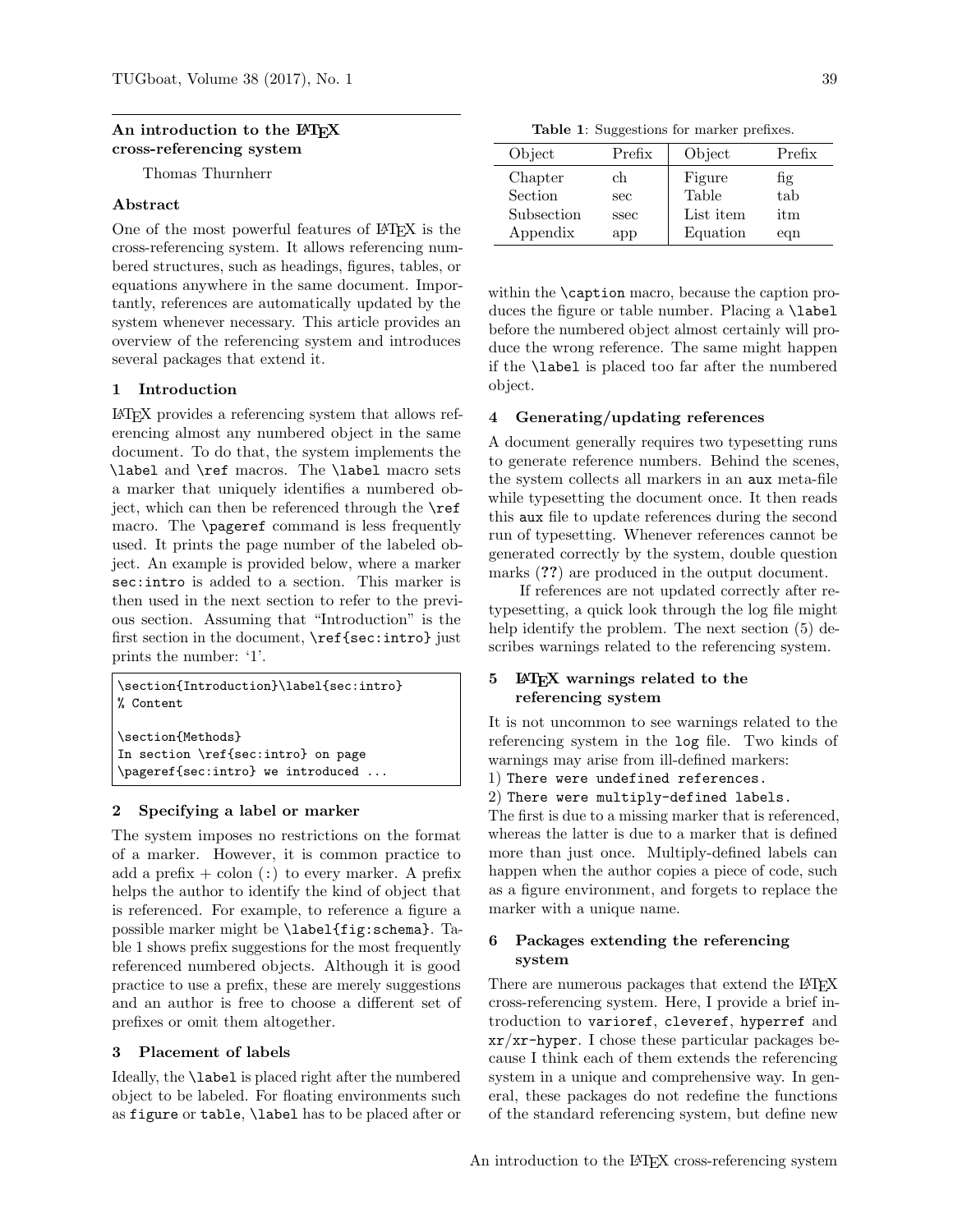# An introduction to the LaTeX cross-referencing system

Thomas Thurnherr

## Abstract

One of the most powerful features of LaTeX is the cross-referencing system. It allows referencing numbered structures, such as headings, figures, tables, or equations anywhere in the same document. Importantly, references are automatically updated by the system whenever necessary. This article provides an overview of the referencing system and introduces several packages that extend it.

## 1 Introduction

LaTeX provides a referencing system that allows referencing almost any numbered object in the same document. To do that, the system implements the `\label` and `\ref` macros. The `\label` macro sets a marker that uniquely identifies a numbered object, which can then be referenced through the `\ref` macro. The `\pageref` command is less frequently used. It prints the page number of the labeled object. An example is provided below, where a marker `sec:intro` is added to a section. This marker is then used in the next section to refer to the previous section. Assuming that "Introduction" is the first section in the document, `\ref{sec:intro}` just prints the number: '1'.

```
\section{Introduction}\label{sec:intro}
% Content

\section{Methods}
In section \ref{sec:intro} on page
\pageref{sec:intro} we introduced ...
```

## 2 Specifying a label or marker

The system imposes no restrictions on the format of a marker. However, it is common practice to add a prefix + colon (`:`) to every marker. A prefix helps the author to identify the kind of object that is referenced. For example, to reference a figure a possible marker might be `\label{fig:schema}`. Table 1 shows prefix suggestions for the most frequently referenced numbered objects. Although it is good practice to use a prefix, these are merely suggestions and an author is free to choose a different set of prefixes or omit them altogether.

**Table 1**: Suggestions for marker prefixes.

| Object | Prefix | Object | Prefix |
|---|---|---|---|
| Chapter | ch | Figure | fig |
| Section | sec | Table | tab |
| Subsection | ssec | List item | itm |
| Appendix | app | Equation | eqn |

## 3 Placement of labels

Ideally, the `\label` is placed right after the numbered object to be labeled. For floating environments such as `figure` or `table`, `\label` has to be placed after or within the `\caption` macro, because the caption produces the figure or table number. Placing a `\label` before the numbered object almost certainly will produce the wrong reference. The same might happen if the `\label` is placed too far after the numbered object.

## 4 Generating/updating references

A document generally requires two typesetting runs to generate reference numbers. Behind the scenes, the system collects all markers in an `aux` meta-file while typesetting the document once. It then reads this `aux` file to update references during the second run of typesetting. Whenever references cannot be generated correctly by the system, double question marks (**??**) are produced in the output document.

If references are not updated correctly after retypesetting, a quick look through the log file might help identify the problem. The next section (5) describes warnings related to the referencing system.

## 5 LaTeX warnings related to the referencing system

It is not uncommon to see warnings related to the referencing system in the `log` file. Two kinds of warnings may arise from ill-defined markers:

1) `There were undefined references.`

2) `There were multiply-defined labels.`

The first is due to a missing marker that is referenced, whereas the latter is due to a marker that is defined more than just once. Multiply-defined labels can happen when the author copies a piece of code, such as a figure environment, and forgets to replace the marker with a unique name.

## 6 Packages extending the referencing system

There are numerous packages that extend the LaTeX cross-referencing system. Here, I provide a brief introduction to `varioref`, `cleveref`, `hyperref` and `xr`/`xr-hyper`. I chose these particular packages because I think each of them extends the referencing system in a unique and comprehensive way. In general, these packages do not redefine the functions of the standard referencing system, but define new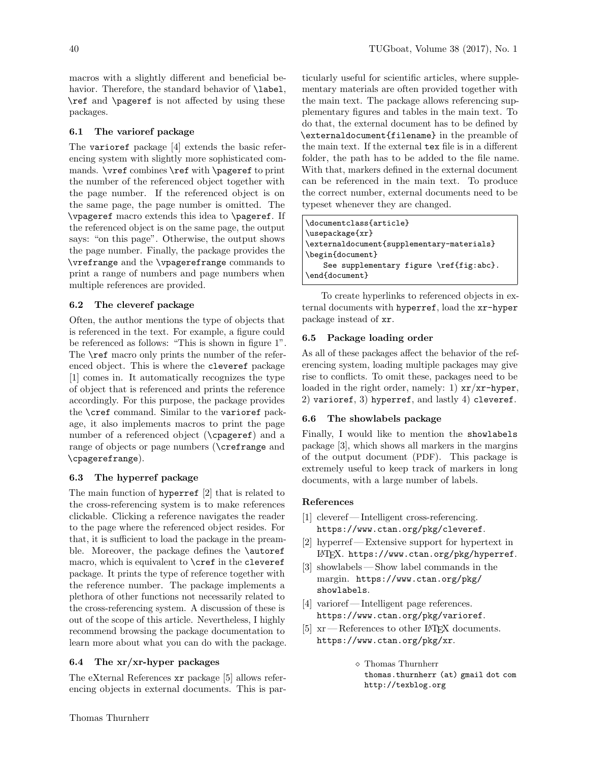macros with a slightly different and beneficial behavior. Therefore, the standard behavior of \label, \ref and \pageref is not affected by using these packages.

### 6.1 The varioref package

The varioref package [4] extends the basic referencing system with slightly more sophisticated commands. \vref combines \ref with \pageref to print the number of the referenced object together with the page number. If the referenced object is on the same page, the page number is omitted. The \vpageref macro extends this idea to \pageref. If the referenced object is on the same page, the output says: "on this page". Otherwise, the output shows the page number. Finally, the package provides the \vrefrange and the \vpagerefrange commands to print a range of numbers and page numbers when multiple references are provided.

### 6.2 The cleveref package

Often, the author mentions the type of objects that is referenced in the text. For example, a figure could be referenced as follows: "This is shown in figure 1". The \ref macro only prints the number of the referenced object. This is where the cleveref package [1] comes in. It automatically recognizes the type of object that is referenced and prints the reference accordingly. For this purpose, the package provides the \cref command. Similar to the varioref package, it also implements macros to print the page number of a referenced object (\cpageref) and a range of objects or page numbers (\crefrange and \cpagerefrange).

### 6.3 The hyperref package

The main function of hyperref [2] that is related to the cross-referencing system is to make references clickable. Clicking a reference navigates the reader to the page where the referenced object resides. For that, it is sufficient to load the package in the preamble. Moreover, the package defines the \autoref macro, which is equivalent to \cref in the cleveref package. It prints the type of reference together with the reference number. The package implements a plethora of other functions not necessarily related to the cross-referencing system. A discussion of these is out of the scope of this article. Nevertheless, I highly recommend browsing the package documentation to learn more about what you can do with the package.

### 6.4 The xr/xr-hyper packages

The eXternal References xr package [5] allows referencing objects in external documents. This is particularly useful for scientific articles, where supplementary materials are often provided together with the main text. The package allows referencing supplementary figures and tables in the main text. To do that, the external document has to be defined by \externaldocument{filename} in the preamble of the main text. If the external tex file is in a different folder, the path has to be added to the file name. With that, markers defined in the external document can be referenced in the main text. To produce the correct number, external documents need to be typeset whenever they are changed.

```
\documentclass{article}
\usepackage{xr}
\externaldocument{supplementary-materials}
\begin{document}
    See supplementary figure \ref{fig:abc}.
\end{document}
```

To create hyperlinks to referenced objects in external documents with hyperref, load the xr-hyper package instead of xr.

### 6.5 Package loading order

As all of these packages affect the behavior of the referencing system, loading multiple packages may give rise to conflicts. To omit these, packages need to be loaded in the right order, namely: 1) xr/xr-hyper, 2) varioref, 3) hyperref, and lastly 4) cleveref.

### 6.6 The showlabels package

Finally, I would like to mention the showlabels package [3], which shows all markers in the margins of the output document (PDF). This package is extremely useful to keep track of markers in long documents, with a large number of labels.

### References

[1] cleveref — Intelligent cross-referencing. https://www.ctan.org/pkg/cleveref.

[2] hyperref — Extensive support for hypertext in LaTeX. https://www.ctan.org/pkg/hyperref.

[3] showlabels — Show label commands in the margin. https://www.ctan.org/pkg/showlabels.

[4] varioref — Intelligent page references. https://www.ctan.org/pkg/varioref.

[5] xr — References to other LaTeX documents. https://www.ctan.org/pkg/xr.

◇ Thomas Thurnherr
thomas.thurnherr (at) gmail dot com
http://texblog.org